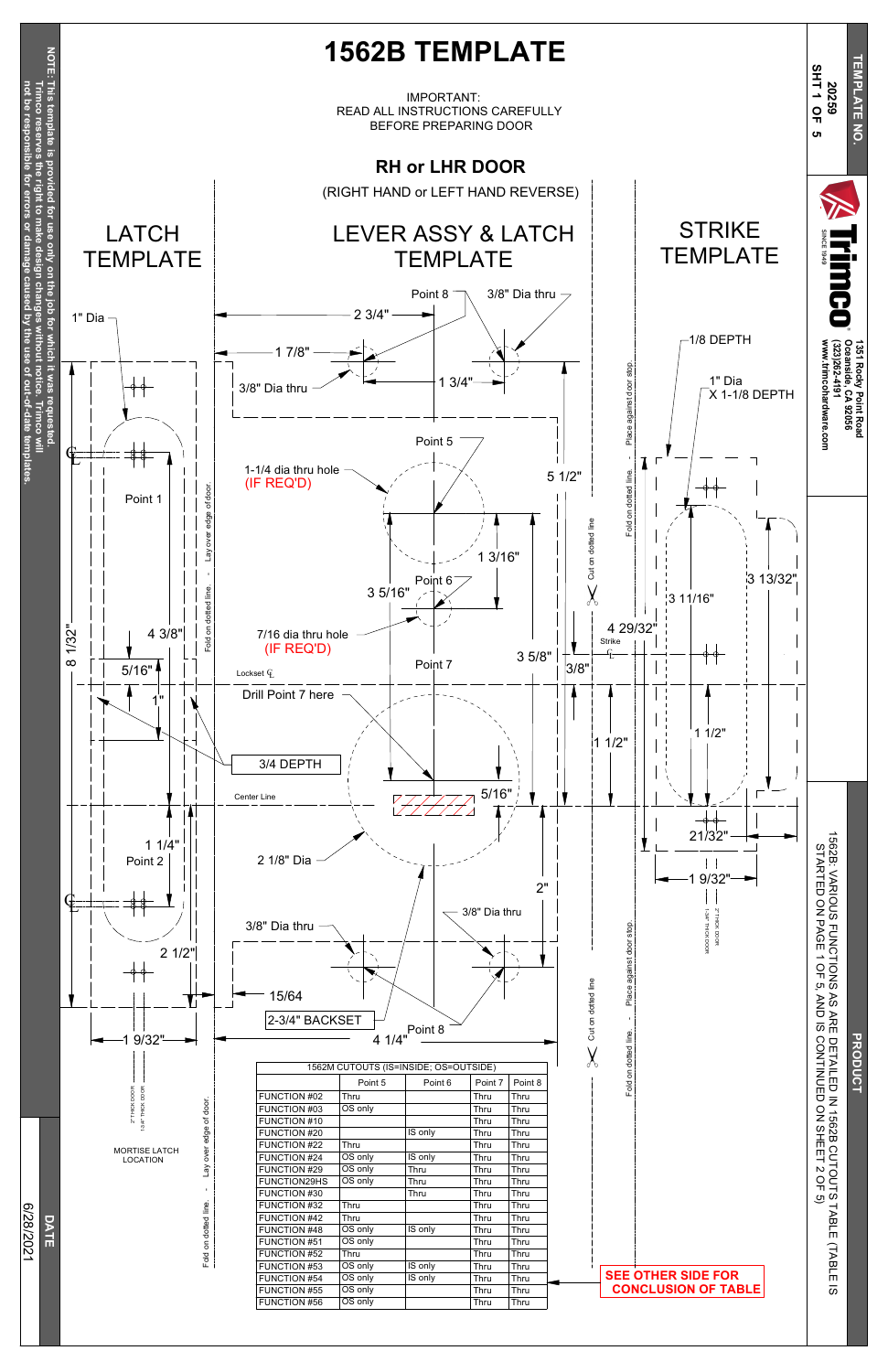# 1562B TEMPLATE

IMPORTANT:
READ ALL INSTRUCTIONS CAREFULLY
BEFORE PREPARING DOOR

## RH or LHR DOOR

(RIGHT HAND or LEFT HAND REVERSE)

### LATCH TEMPLATE

1" Dia

Point 1

8 1/32"

4 3/8"

5/16"

1"

1 1/4"

Point 2

2 1/2"

1 9/32"

2" THICK DOOR
1-3/4" THICK DOOR

MORTISE LATCH LOCATION

Fold on dotted line. - Lay over edge of door.

### LEVER ASSY & LATCH TEMPLATE

Point 8

3/8" Dia thru

2 3/4"

1 7/8"

3/8" Dia thru

1 3/4"

Point 5

1-1/4 dia thru hole
(IF REQ'D)

5 1/2"

1 3/16"

Point 6

3 5/16"

7/16 dia thru hole
(IF REQ'D)

Point 7

3 5/8"

Lockset ℄

Drill Point 7 here

3/4 DEPTH

Center Line

5/16"

2 1/8" Dia

2"

3/8" Dia thru

3/8" Dia thru

15/64

2-3/4" BACKSET

Point 8

4 1/4"

Cut on dotted line

| 1562M CUTOUTS (IS=INSIDE; OS=OUTSIDE) | | | | |
|---|---|---|---|---|
| | Point 5 | Point 6 | Point 7 | Point 8 |
| FUNCTION #02 | Thru | | Thru | Thru |
| FUNCTION #03 | OS only | | Thru | Thru |
| FUNCTION #10 | | | Thru | Thru |
| FUNCTION #20 | | IS only | Thru | Thru |
| FUNCTION #22 | Thru | | Thru | Thru |
| FUNCTION #24 | OS only | IS only | Thru | Thru |
| FUNCTION #29 | OS only | Thru | Thru | Thru |
| FUNCTION29HS | OS only | Thru | Thru | Thru |
| FUNCTION #30 | | Thru | Thru | Thru |
| FUNCTION #32 | Thru | | Thru | Thru |
| FUNCTION #42 | Thru | | Thru | Thru |
| FUNCTION #48 | OS only | IS only | Thru | Thru |
| FUNCTION #51 | OS only | | Thru | Thru |
| FUNCTION #52 | Thru | | Thru | Thru |
| FUNCTION #53 | OS only | IS only | Thru | Thru |
| FUNCTION #54 | OS only | IS only | Thru | Thru |
| FUNCTION #55 | OS only | | Thru | Thru |
| FUNCTION #56 | OS only | | Thru | Thru |

**SEE OTHER SIDE FOR CONCLUSION OF TABLE**

### STRIKE TEMPLATE

1/8 DEPTH

1" Dia
X 1-1/8 DEPTH

3 13/32"

3 11/16"

4 29/32"

Strike ℄

3/8"

1 1/2"

1 1/2"

21/32"

1 9/32"

2" THICK DOOR
1-3/4" THICK DOOR

Fold on dotted line. - Place against door stop.

NOTE: This template is provided for use only on the job for which it was requested. Trimco reserves the right to make design changes without notice. Trimco will not be responsible for errors or damage caused by the use of out-of-date templates.

TEMPLATE NO. 20259
SHT 1 OF 5

Trimco SINCE 1949
1351 Rocky Point Road
Oceanside, CA 92056
(323)262-4191
www.trimcohardware.com

PRODUCT
1562B - VARIOUS FUNCTIONS AS ARE DETAILED IN 1562B CUTOUTS TABLE (TABLE IS STARTED ON PAGE 1 OF 5, AND IS CONTINUED ON SHEET 2 OF 5)

DATE
6/28/2021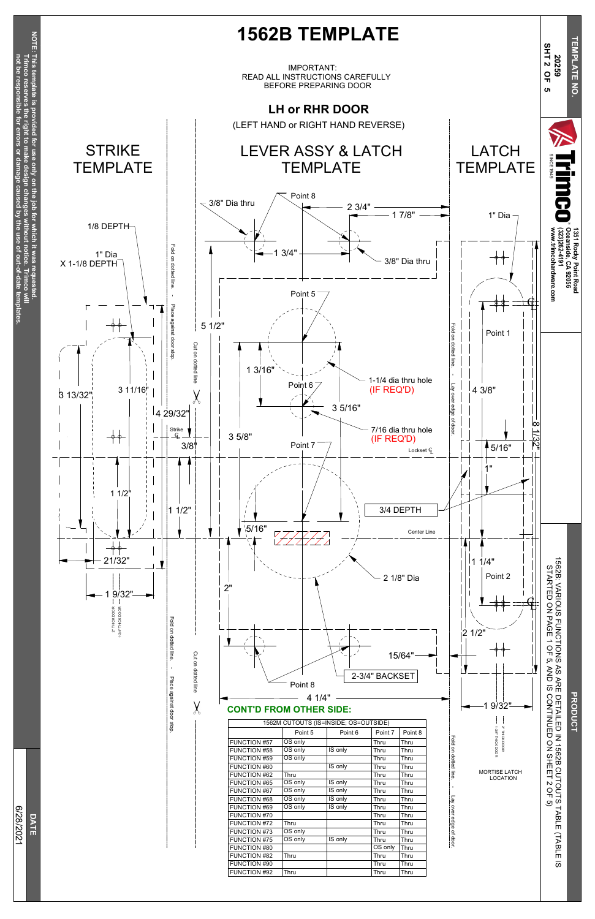# 1562B TEMPLATE

IMPORTANT:
READ ALL INSTRUCTIONS CAREFULLY
BEFORE PREPARING DOOR

## LH or RHR DOOR

(LEFT HAND or RIGHT HAND REVERSE)

## STRIKE TEMPLATE

1/8 DEPTH

1" Dia
X 1-1/8 DEPTH

3 13/32"

3 11/16"

4 29/32"

Strike ℄

3/8"

1 1/2"

1 1/2"

21/32"

1 9/32"

Fold on dotted line. - Place against door stop.

Cut on dotted line

## LEVER ASSY & LATCH TEMPLATE

Point 8

3/8" Dia thru

2 3/4"

1 7/8"

1 3/4"

3/8" Dia thru

5 1/2"

Point 5

1 3/16"

1-1/4 dia thru hole
(IF REQ'D)

Point 6

3 5/16"

7/16 dia thru hole
(IF REQ'D)

3 5/8"

Point 7

Lockset ℄

3/4 DEPTH

5/16"

Center Line

2 1/8" Dia

2"

15/64"

Point 8

2-3/4" BACKSET

4 1/4"

Fold on dotted line. - Lay over edge of door.

## LATCH TEMPLATE

1" Dia

Point 1

4 3/8"

8 1/32"

5/16"

1"

1 1/4"

Point 2

2 1/2"

1 9/32"

MORTISE LATCH LOCATION

### CONT'D FROM OTHER SIDE:

| 1562M CUTOUTS (IS=INSIDE; OS=OUTSIDE) | | | | |
|---|---|---|---|---|
| | Point 5 | Point 6 | Point 7 | Point 8 |
| FUNCTION #57 | OS only | | Thru | Thru |
| FUNCTION #58 | OS only | IS only | Thru | Thru |
| FUNCTION #59 | OS only | | Thru | Thru |
| FUNCTION #60 | | IS only | Thru | Thru |
| FUNCTION #62 | Thru | | Thru | Thru |
| FUNCTION #65 | OS only | IS only | Thru | Thru |
| FUNCTION #67 | OS only | IS only | Thru | Thru |
| FUNCTION #68 | OS only | IS only | Thru | Thru |
| FUNCTION #69 | OS only | IS only | Thru | Thru |
| FUNCTION #70 | | | Thru | Thru |
| FUNCTION #72 | Thru | | Thru | Thru |
| FUNCTION #73 | OS only | | Thru | Thru |
| FUNCTION #75 | OS only | IS only | Thru | Thru |
| FUNCTION #80 | | | OS only | Thru |
| FUNCTION #82 | Thru | | Thru | Thru |
| FUNCTION #90 | | | Thru | Thru |
| FUNCTION #92 | Thru | | Thru | Thru |

NOTE: This template is provided for use only on the job for which it was requested. Trimco reserves the right to make design changes without notice. Trimco will not be responsible for errors or damage caused by the use of out-of-date templates.

TEMPLATE NO. 20259 SHT 2 OF 5

Trimco SINCE 1949
1351 Rocky Point Road
Oceanside, CA 92056
(323)262-4191
www.trimcohardware.com

PRODUCT
1562B - VARIOUS FUNCTIONS AS ARE DETAILED IN 1562B CUTOUTS TABLE (TABLE IS STARTED ON PAGE 1 OF 5, AND IS CONTINUED ON SHEET 2 OF 5)

DATE 6/28/2021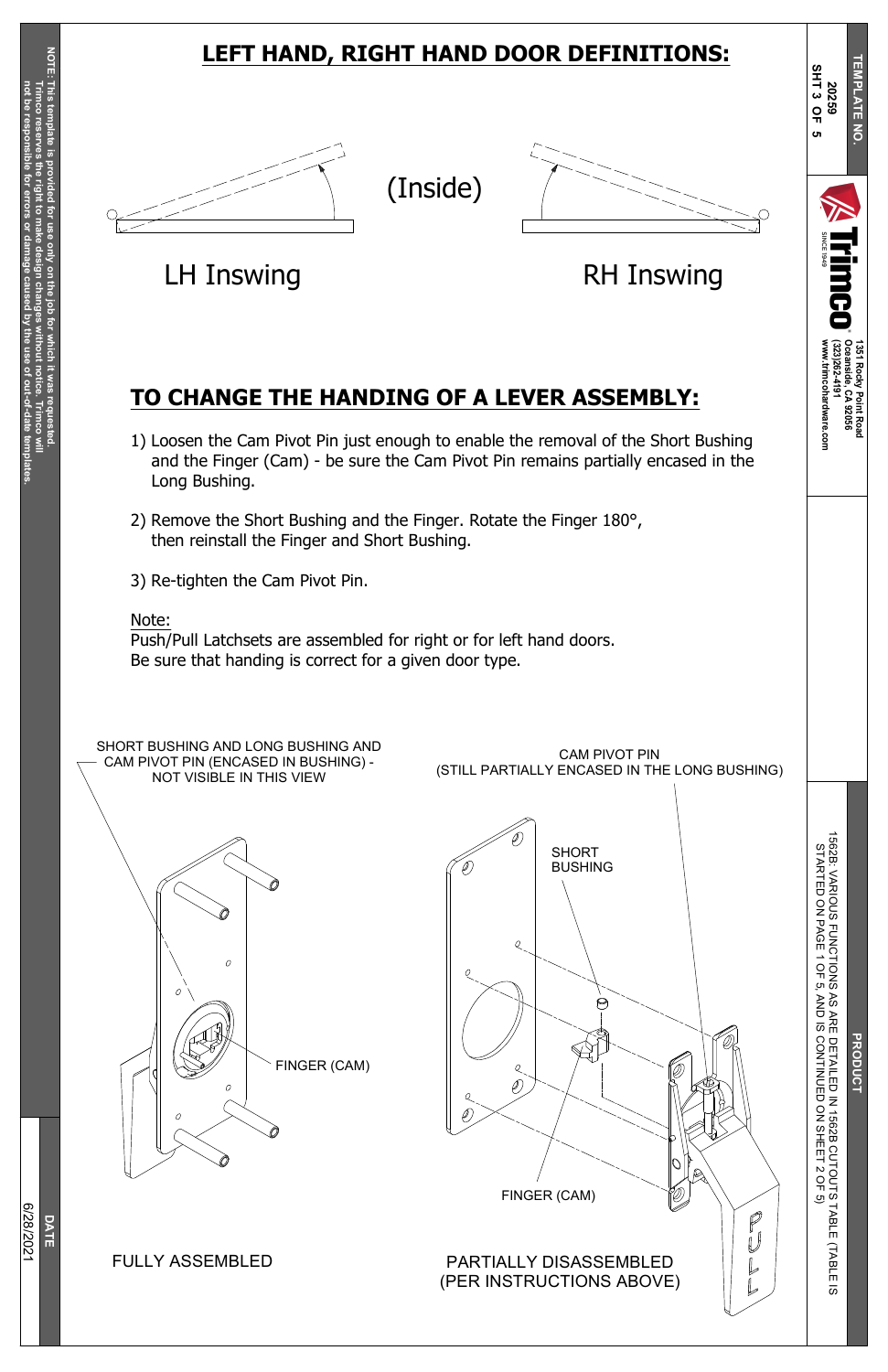# LEFT HAND, RIGHT HAND DOOR DEFINITIONS:

(Inside)

LH Inswing

RH Inswing

# TO CHANGE THE HANDING OF A LEVER ASSEMBLY:

1) Loosen the Cam Pivot Pin just enough to enable the removal of the Short Bushing and the Finger (Cam) - be sure the Cam Pivot Pin remains partially encased in the Long Bushing.

2) Remove the Short Bushing and the Finger. Rotate the Finger 180°, then reinstall the Finger and Short Bushing.

3) Re-tighten the Cam Pivot Pin.

Note:
Push/Pull Latchsets are assembled for right or for left hand doors.
Be sure that handing is correct for a given door type.

SHORT BUSHING AND LONG BUSHING AND CAM PIVOT PIN (ENCASED IN BUSHING) - NOT VISIBLE IN THIS VIEW

FINGER (CAM)

FULLY ASSEMBLED

CAM PIVOT PIN (STILL PARTIALLY ENCASED IN THE LONG BUSHING)

SHORT BUSHING

FINGER (CAM)

PULL

PARTIALLY DISASSEMBLED (PER INSTRUCTIONS ABOVE)

NOTE: This template is provided for use only on the job for which it was requested. Trimco reserves the right to make design changes without notice. Trimco will not be responsible for errors or damage caused by the use of out-of-date templates.

DATE 6/28/2021

TEMPLATE NO. 20259 SHT 3 OF 5

Trimco SINCE 1949 — 1351 Rocky Point Road, Oceanside, CA 92056, (323)262-4191, www.trimcohardware.com

PRODUCT: 1562B - VARIOUS FUNCTIONS AS ARE DETAILED IN 1562B CUTOUTS TABLE (TABLE IS STARTED ON PAGE 1 OF 5, AND IS CONTINUED ON SHEET 2 OF 5)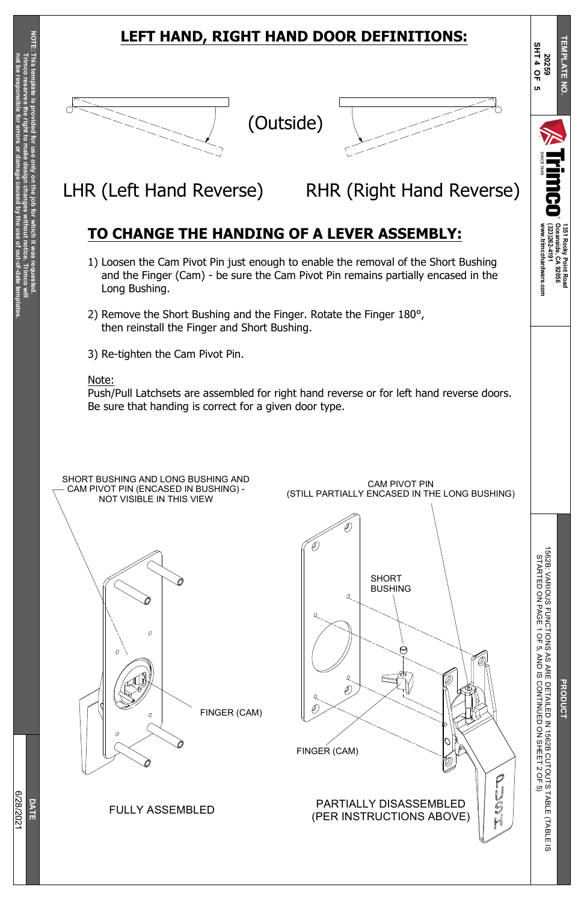# LEFT HAND, RIGHT HAND DOOR DEFINITIONS:

(Outside)

LHR (Left Hand Reverse) RHR (Right Hand Reverse)

## TO CHANGE THE HANDING OF A LEVER ASSEMBLY:

1) Loosen the Cam Pivot Pin just enough to enable the removal of the Short Bushing and the Finger (Cam) - be sure the Cam Pivot Pin remains partially encased in the Long Bushing.

2) Remove the Short Bushing and the Finger. Rotate the Finger 180°, then reinstall the Finger and Short Bushing.

3) Re-tighten the Cam Pivot Pin.

Note:
Push/Pull Latchsets are assembled for right hand reverse or for left hand reverse doors. Be sure that handing is correct for a given door type.

SHORT BUSHING AND LONG BUSHING AND CAM PIVOT PIN (ENCASED IN BUSHING) - NOT VISIBLE IN THIS VIEW

FINGER (CAM)

FULLY ASSEMBLED

CAM PIVOT PIN (STILL PARTIALLY ENCASED IN THE LONG BUSHING)

SHORT BUSHING

FINGER (CAM)

PUSH

PARTIALLY DISASSEMBLED (PER INSTRUCTIONS ABOVE)

NOTE: This template is provided for use only on the job for which it was requested. Trimco reserves the right to make design changes without notice. Trimco will not be responsible for errors or damage caused by the use of out-of-date templates.

DATE 6/28/2021

TEMPLATE NO. 20259

Trimco SINCE 1949 1351 Rocky Point Road Oceanside, CA 92056 (323)262-4191 www.trimcohardware.com

PRODUCT 1562B - VARIOUS FUNCTIONS AS ARE DETAILED IN 1562B CUTOUTS TABLE (TABLE IS STARTED ON PAGE 1 OF 5, AND IS CONTINUED ON SHEET 2 OF 5)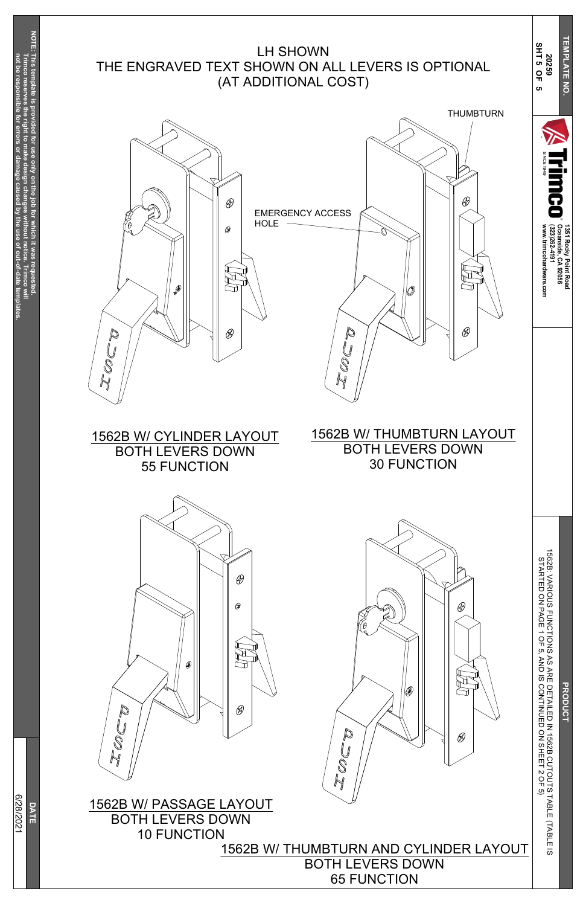# LH SHOWN
## THE ENGRAVED TEXT SHOWN ON ALL LEVERS IS OPTIONAL (AT ADDITIONAL COST)

THUMBTURN

EMERGENCY ACCESS HOLE

PUSH

**1562B W/ CYLINDER LAYOUT**
BOTH LEVERS DOWN
55 FUNCTION

**1562B W/ THUMBTURN LAYOUT**
BOTH LEVERS DOWN
30 FUNCTION

**1562B W/ PASSAGE LAYOUT**
BOTH LEVERS DOWN
10 FUNCTION

**1562B W/ THUMBTURN AND CYLINDER LAYOUT**
BOTH LEVERS DOWN
65 FUNCTION

TEMPLATE NO.
20259
SHT 5 OF 5

Trimco® SINCE 1949
1351 Rocky Point Road
Oceanside, CA 92056
(323)262-4191
www.trimcohardware.com

PRODUCT
1562B - VARIOUS FUNCTIONS AS ARE DETAILED IN 1562B CUTOUTS TABLE (TABLE IS STARTED ON PAGE 1 OF 5, AND IS CONTINUED ON SHEET 2 OF 5)

DATE
6/28/2021

NOTE: This template is provided for use only on the job for which it was requested. Trimco reserves the right to make design changes without notice. Trimco will not be responsible for errors or damage caused by the use of out-of-date templates.